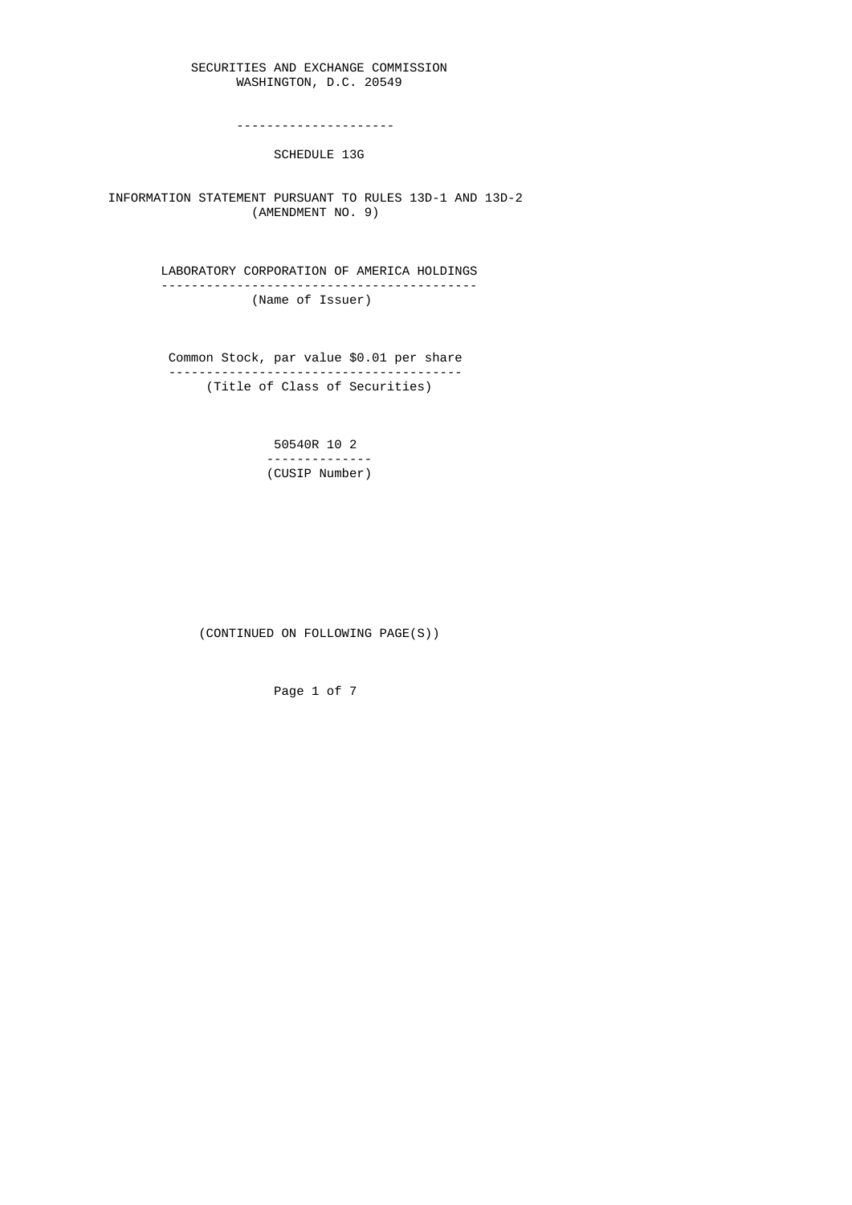SECURITIES AND EXCHANGE COMMISSION
WASHINGTON, D.C. 20549

---

# SCHEDULE 13G

INFORMATION STATEMENT PURSUANT TO RULES 13D-1 AND 13D-2
(AMENDMENT NO. 9)

LABORATORY CORPORATION OF AMERICA HOLDINGS
(Name of Issuer)

Common Stock, par value $0.01 per share
(Title of Class of Securities)

50540R 10 2
(CUSIP Number)

(CONTINUED ON FOLLOWING PAGE(S))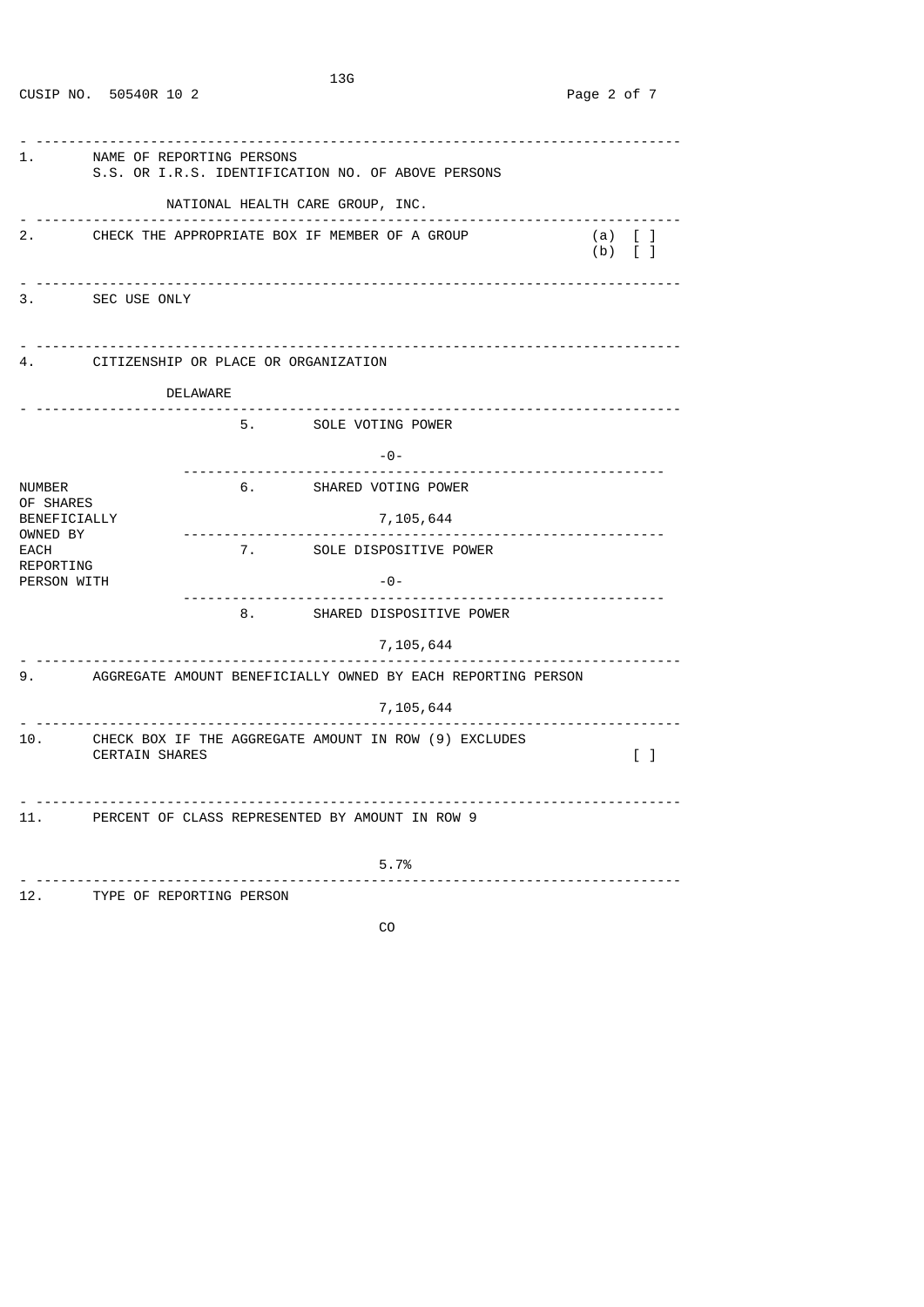13G

CUSIP NO. 50540R 10 2

| | | |
|---|---|---|
| 1. | NAME OF REPORTING PERSONS<br>S.S. OR I.R.S. IDENTIFICATION NO. OF ABOVE PERSONS<br><br>NATIONAL HEALTH CARE GROUP, INC. | |
| 2. | CHECK THE APPROPRIATE BOX IF MEMBER OF A GROUP | (a) [ ]<br>(b) [ ] |
| 3. | SEC USE ONLY | |
| 4. | CITIZENSHIP OR PLACE OR ORGANIZATION<br><br>DELAWARE | |

| NUMBER OF SHARES BENEFICIALLY OWNED BY EACH REPORTING PERSON WITH | | |
|---|---|---|
| | 5. | SOLE VOTING POWER<br><br>-0- |
| | 6. | SHARED VOTING POWER<br><br>7,105,644 |
| | 7. | SOLE DISPOSITIVE POWER<br><br>-0- |
| | 8. | SHARED DISPOSITIVE POWER<br><br>7,105,644 |

| | | |
|---|---|---|
| 9. | AGGREGATE AMOUNT BENEFICIALLY OWNED BY EACH REPORTING PERSON<br><br>7,105,644 | |
| 10. | CHECK BOX IF THE AGGREGATE AMOUNT IN ROW (9) EXCLUDES CERTAIN SHARES | [ ] |
| 11. | PERCENT OF CLASS REPRESENTED BY AMOUNT IN ROW 9<br><br>5.7% | |
| 12. | TYPE OF REPORTING PERSON<br><br>CO | |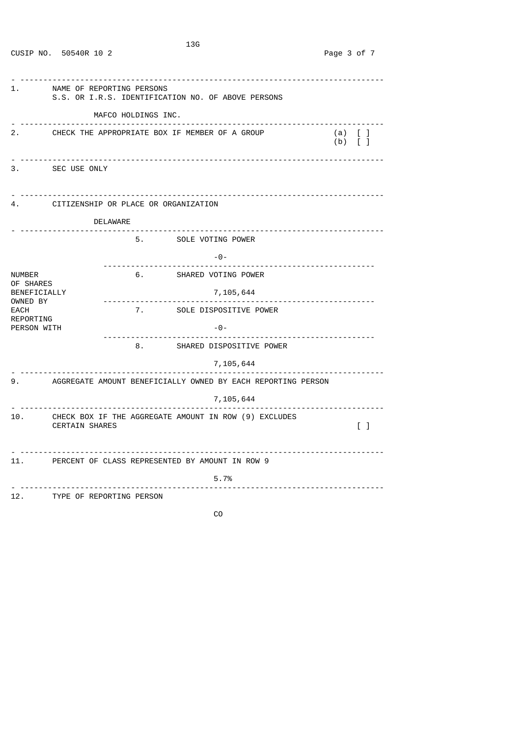13G

CUSIP NO. 50540R 10 2

| | | |
|---|---|---|
| 1. | NAME OF REPORTING PERSONS<br>S.S. OR I.R.S. IDENTIFICATION NO. OF ABOVE PERSONS<br><br>MAFCO HOLDINGS INC. | |
| 2. | CHECK THE APPROPRIATE BOX IF MEMBER OF A GROUP | (a) [ ]<br>(b) [ ] |
| 3. | SEC USE ONLY | |
| 4. | CITIZENSHIP OR PLACE OR ORGANIZATION<br><br>DELAWARE | |

| NUMBER OF SHARES BENEFICIALLY OWNED BY EACH REPORTING PERSON WITH | | |
|---|---|---|
| | 5. SOLE VOTING POWER | -0- |
| | 6. SHARED VOTING POWER | 7,105,644 |
| | 7. SOLE DISPOSITIVE POWER | -0- |
| | 8. SHARED DISPOSITIVE POWER | 7,105,644 |

| | | |
|---|---|---|
| 9. | AGGREGATE AMOUNT BENEFICIALLY OWNED BY EACH REPORTING PERSON<br><br>7,105,644 | |
| 10. | CHECK BOX IF THE AGGREGATE AMOUNT IN ROW (9) EXCLUDES CERTAIN SHARES | [ ] |
| 11. | PERCENT OF CLASS REPRESENTED BY AMOUNT IN ROW 9<br><br>5.7% | |
| 12. | TYPE OF REPORTING PERSON<br><br>CO | |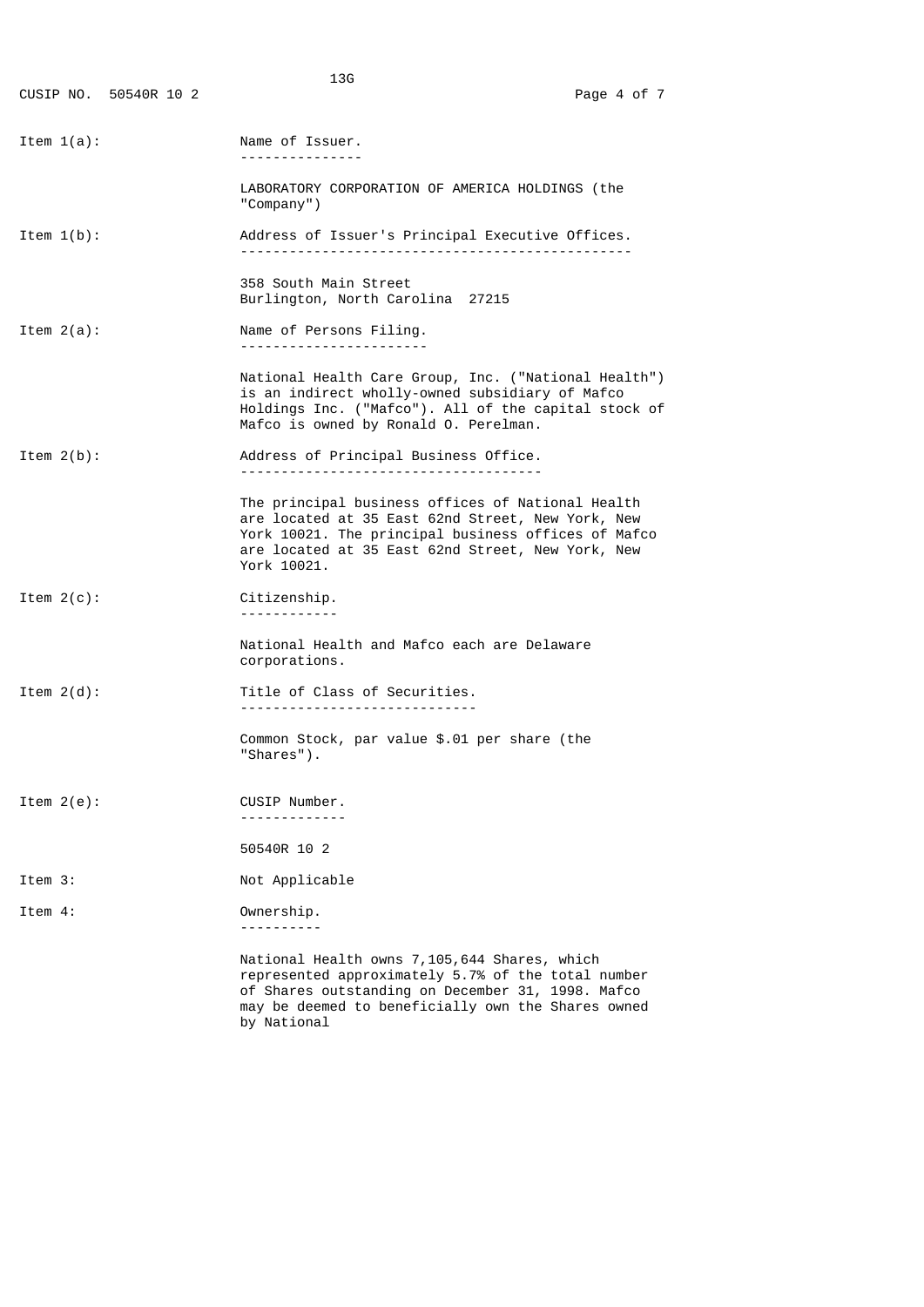Item 1(a): **Name of Issuer.**

LABORATORY CORPORATION OF AMERICA HOLDINGS (the "Company")

Item 1(b): **Address of Issuer's Principal Executive Offices.**

358 South Main Street
Burlington, North Carolina 27215

Item 2(a): **Name of Persons Filing.**

National Health Care Group, Inc. ("National Health") is an indirect wholly-owned subsidiary of Mafco Holdings Inc. ("Mafco"). All of the capital stock of Mafco is owned by Ronald O. Perelman.

Item 2(b): **Address of Principal Business Office.**

The principal business offices of National Health are located at 35 East 62nd Street, New York, New York 10021. The principal business offices of Mafco are located at 35 East 62nd Street, New York, New York 10021.

Item 2(c): **Citizenship.**

National Health and Mafco each are Delaware corporations.

Item 2(d): **Title of Class of Securities.**

Common Stock, par value $.01 per share (the "Shares").

Item 2(e): **CUSIP Number.**

50540R 10 2

Item 3: Not Applicable

Item 4: **Ownership.**

National Health owns 7,105,644 Shares, which represented approximately 5.7% of the total number of Shares outstanding on December 31, 1998. Mafco may be deemed to beneficially own the Shares owned by National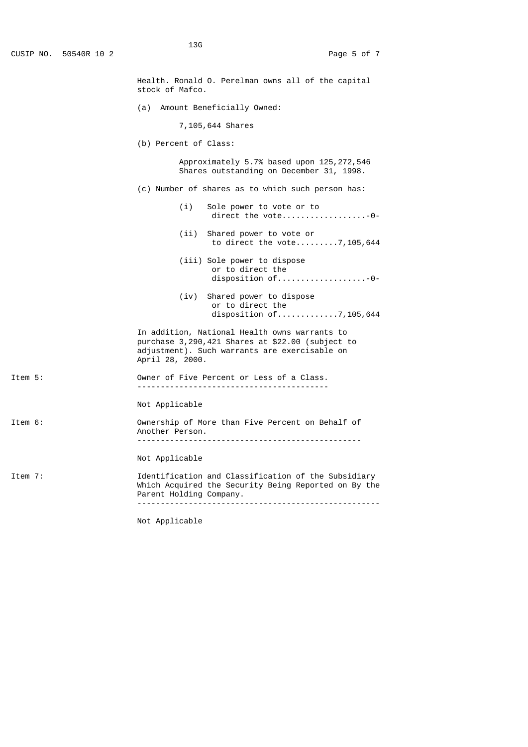Health. Ronald O. Perelman owns all of the capital stock of Mafco.

(a) Amount Beneficially Owned:

7,105,644 Shares

(b) Percent of Class:

Approximately 5.7% based upon 125,272,546 Shares outstanding on December 31, 1998.

(c) Number of shares as to which such person has:

(i) Sole power to vote or to direct the vote..................-0-

(ii) Shared power to vote or to direct the vote.........7,105,644

(iii) Sole power to dispose or to direct the disposition of...................-0-

(iv) Shared power to dispose or to direct the disposition of............7,105,644

In addition, National Health owns warrants to purchase 3,290,421 Shares at $22.00 (subject to adjustment). Such warrants are exercisable on April 28, 2000.

Item 5: **Owner of Five Percent or Less of a Class.**

Not Applicable

Item 6: **Ownership of More than Five Percent on Behalf of Another Person.**

Not Applicable

Item 7: **Identification and Classification of the Subsidiary Which Acquired the Security Being Reported on By the Parent Holding Company.**

Not Applicable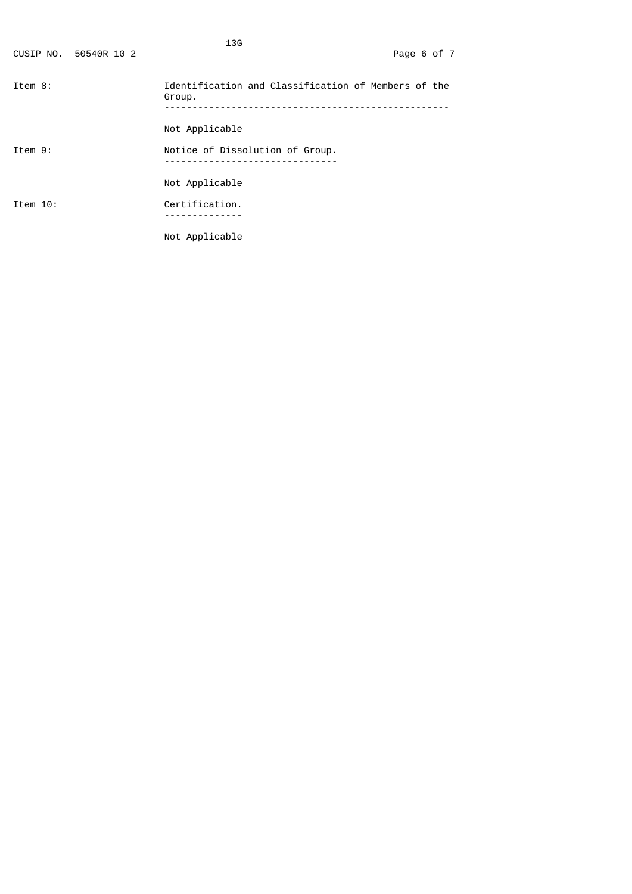Item 8: **Identification and Classification of Members of the Group.**

Not Applicable

Item 9: **Notice of Dissolution of Group.**

Not Applicable

Item 10: **Certification.**

Not Applicable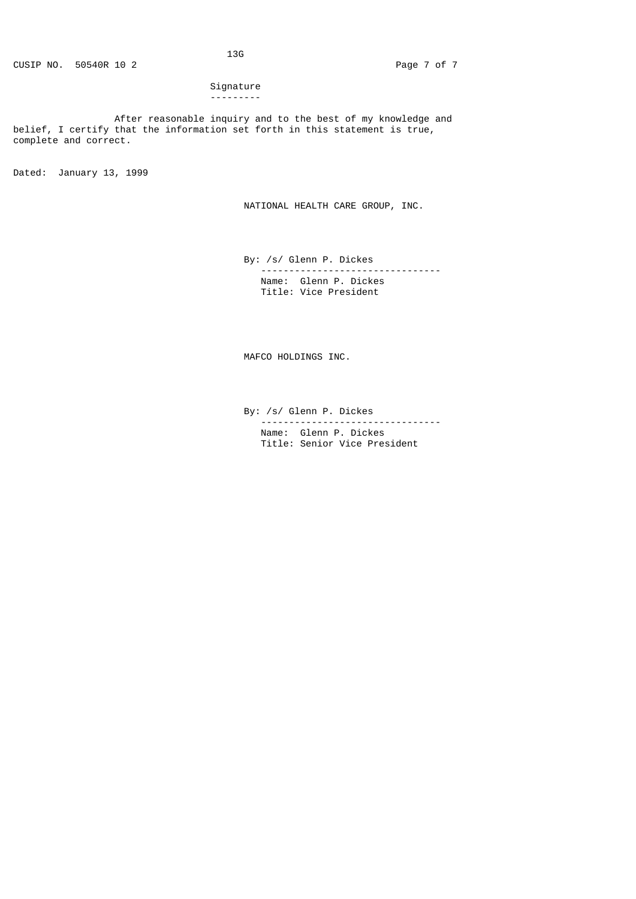## Signature

After reasonable inquiry and to the best of my knowledge and belief, I certify that the information set forth in this statement is true, complete and correct.

Dated: January 13, 1999

NATIONAL HEALTH CARE GROUP, INC.

By: /s/ Glenn P. Dickes
Name: Glenn P. Dickes
Title: Vice President

MAFCO HOLDINGS INC.

By: /s/ Glenn P. Dickes
Name: Glenn P. Dickes
Title: Senior Vice President